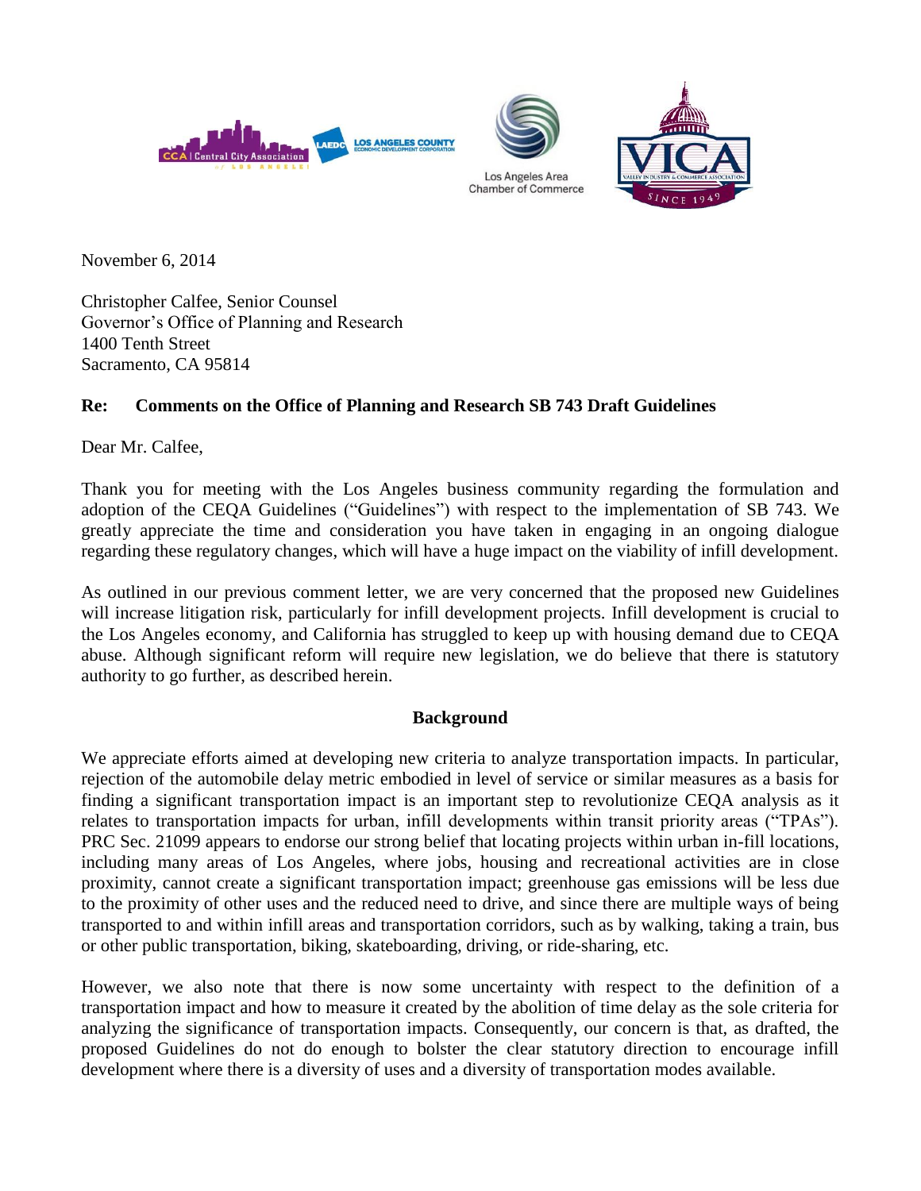November 6, 2014

Christopher Calfee, Senior Counsel
Governor's Office of Planning and Research
1400 Tenth Street
Sacramento, CA 95814

**Re: Comments on the Office of Planning and Research SB 743 Draft Guidelines**

Dear Mr. Calfee,

Thank you for meeting with the Los Angeles business community regarding the formulation and adoption of the CEQA Guidelines ("Guidelines") with respect to the implementation of SB 743. We greatly appreciate the time and consideration you have taken in engaging in an ongoing dialogue regarding these regulatory changes, which will have a huge impact on the viability of infill development.

As outlined in our previous comment letter, we are very concerned that the proposed new Guidelines will increase litigation risk, particularly for infill development projects. Infill development is crucial to the Los Angeles economy, and California has struggled to keep up with housing demand due to CEQA abuse. Although significant reform will require new legislation, we do believe that there is statutory authority to go further, as described herein.

## Background

We appreciate efforts aimed at developing new criteria to analyze transportation impacts. In particular, rejection of the automobile delay metric embodied in level of service or similar measures as a basis for finding a significant transportation impact is an important step to revolutionize CEQA analysis as it relates to transportation impacts for urban, infill developments within transit priority areas ("TPAs"). PRC Sec. 21099 appears to endorse our strong belief that locating projects within urban in-fill locations, including many areas of Los Angeles, where jobs, housing and recreational activities are in close proximity, cannot create a significant transportation impact; greenhouse gas emissions will be less due to the proximity of other uses and the reduced need to drive, and since there are multiple ways of being transported to and within infill areas and transportation corridors, such as by walking, taking a train, bus or other public transportation, biking, skateboarding, driving, or ride-sharing, etc.

However, we also note that there is now some uncertainty with respect to the definition of a transportation impact and how to measure it created by the abolition of time delay as the sole criteria for analyzing the significance of transportation impacts. Consequently, our concern is that, as drafted, the proposed Guidelines do not do enough to bolster the clear statutory direction to encourage infill development where there is a diversity of uses and a diversity of transportation modes available.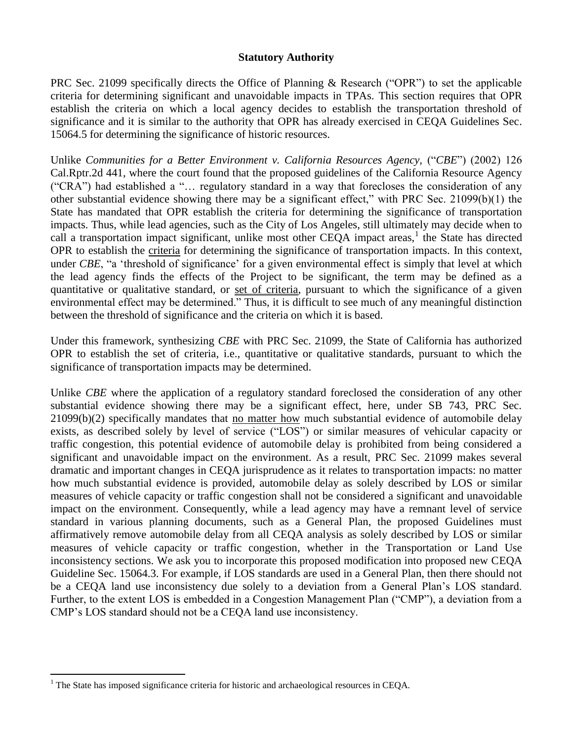**Statutory Authority**

PRC Sec. 21099 specifically directs the Office of Planning & Research ("OPR") to set the applicable criteria for determining significant and unavoidable impacts in TPAs. This section requires that OPR establish the criteria on which a local agency decides to establish the transportation threshold of significance and it is similar to the authority that OPR has already exercised in CEQA Guidelines Sec. 15064.5 for determining the significance of historic resources.

Unlike *Communities for a Better Environment v. California Resources Agency,* ("*CBE*") (2002) 126 Cal.Rptr.2d 441, where the court found that the proposed guidelines of the California Resource Agency ("CRA") had established a "… regulatory standard in a way that forecloses the consideration of any other substantial evidence showing there may be a significant effect," with PRC Sec. 21099(b)(1) the State has mandated that OPR establish the criteria for determining the significance of transportation impacts. Thus, while lead agencies, such as the City of Los Angeles, still ultimately may decide when to call a transportation impact significant, unlike most other CEQA impact areas,[1] the State has directed OPR to establish the criteria for determining the significance of transportation impacts. In this context, under *CBE*, "a 'threshold of significance' for a given environmental effect is simply that level at which the lead agency finds the effects of the Project to be significant, the term may be defined as a quantitative or qualitative standard, or set of criteria, pursuant to which the significance of a given environmental effect may be determined." Thus, it is difficult to see much of any meaningful distinction between the threshold of significance and the criteria on which it is based.

Under this framework, synthesizing *CBE* with PRC Sec. 21099, the State of California has authorized OPR to establish the set of criteria, i.e., quantitative or qualitative standards, pursuant to which the significance of transportation impacts may be determined.

Unlike *CBE* where the application of a regulatory standard foreclosed the consideration of any other substantial evidence showing there may be a significant effect, here, under SB 743, PRC Sec. 21099(b)(2) specifically mandates that no matter how much substantial evidence of automobile delay exists, as described solely by level of service ("LOS") or similar measures of vehicular capacity or traffic congestion, this potential evidence of automobile delay is prohibited from being considered a significant and unavoidable impact on the environment. As a result, PRC Sec. 21099 makes several dramatic and important changes in CEQA jurisprudence as it relates to transportation impacts: no matter how much substantial evidence is provided, automobile delay as solely described by LOS or similar measures of vehicle capacity or traffic congestion shall not be considered a significant and unavoidable impact on the environment. Consequently, while a lead agency may have a remnant level of service standard in various planning documents, such as a General Plan, the proposed Guidelines must affirmatively remove automobile delay from all CEQA analysis as solely described by LOS or similar measures of vehicle capacity or traffic congestion, whether in the Transportation or Land Use inconsistency sections. We ask you to incorporate this proposed modification into proposed new CEQA Guideline Sec. 15064.3. For example, if LOS standards are used in a General Plan, then there should not be a CEQA land use inconsistency due solely to a deviation from a General Plan's LOS standard. Further, to the extent LOS is embedded in a Congestion Management Plan ("CMP"), a deviation from a CMP's LOS standard should not be a CEQA land use inconsistency.

---

[1] The State has imposed significance criteria for historic and archaeological resources in CEQA.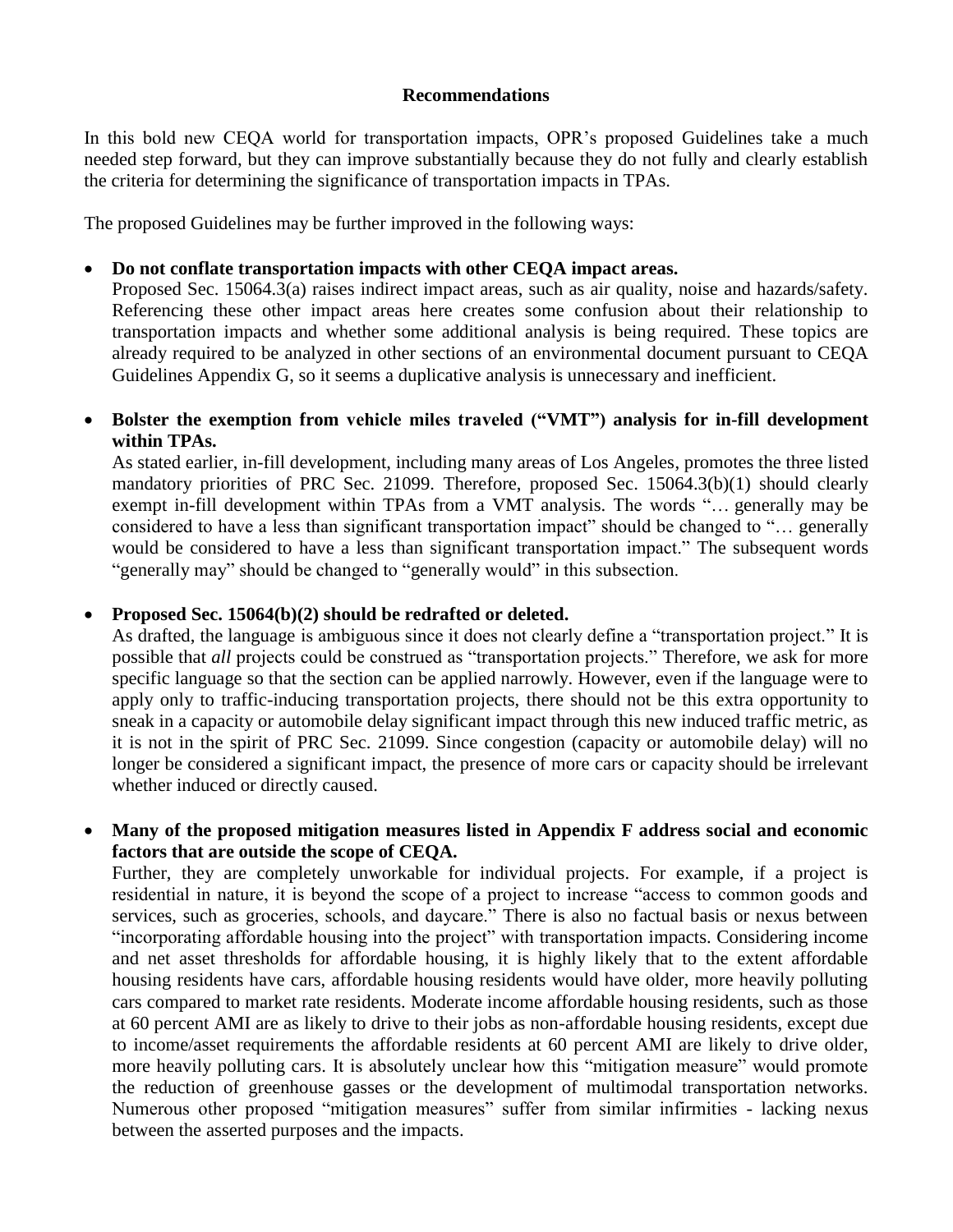**Recommendations**

In this bold new CEQA world for transportation impacts, OPR's proposed Guidelines take a much needed step forward, but they can improve substantially because they do not fully and clearly establish the criteria for determining the significance of transportation impacts in TPAs.

The proposed Guidelines may be further improved in the following ways:

- **Do not conflate transportation impacts with other CEQA impact areas.**
  Proposed Sec. 15064.3(a) raises indirect impact areas, such as air quality, noise and hazards/safety. Referencing these other impact areas here creates some confusion about their relationship to transportation impacts and whether some additional analysis is being required. These topics are already required to be analyzed in other sections of an environmental document pursuant to CEQA Guidelines Appendix G, so it seems a duplicative analysis is unnecessary and inefficient.

- **Bolster the exemption from vehicle miles traveled ("VMT") analysis for in-fill development within TPAs.**
  As stated earlier, in-fill development, including many areas of Los Angeles, promotes the three listed mandatory priorities of PRC Sec. 21099. Therefore, proposed Sec. 15064.3(b)(1) should clearly exempt in-fill development within TPAs from a VMT analysis. The words "… generally may be considered to have a less than significant transportation impact" should be changed to "… generally would be considered to have a less than significant transportation impact." The subsequent words "generally may" should be changed to "generally would" in this subsection.

- **Proposed Sec. 15064(b)(2) should be redrafted or deleted.**
  As drafted, the language is ambiguous since it does not clearly define a "transportation project." It is possible that *all* projects could be construed as "transportation projects." Therefore, we ask for more specific language so that the section can be applied narrowly. However, even if the language were to apply only to traffic-inducing transportation projects, there should not be this extra opportunity to sneak in a capacity or automobile delay significant impact through this new induced traffic metric, as it is not in the spirit of PRC Sec. 21099. Since congestion (capacity or automobile delay) will no longer be considered a significant impact, the presence of more cars or capacity should be irrelevant whether induced or directly caused.

- **Many of the proposed mitigation measures listed in Appendix F address social and economic factors that are outside the scope of CEQA.**
  Further, they are completely unworkable for individual projects. For example, if a project is residential in nature, it is beyond the scope of a project to increase "access to common goods and services, such as groceries, schools, and daycare." There is also no factual basis or nexus between "incorporating affordable housing into the project" with transportation impacts. Considering income and net asset thresholds for affordable housing, it is highly likely that to the extent affordable housing residents have cars, affordable housing residents would have older, more heavily polluting cars compared to market rate residents. Moderate income affordable housing residents, such as those at 60 percent AMI are as likely to drive to their jobs as non-affordable housing residents, except due to income/asset requirements the affordable residents at 60 percent AMI are likely to drive older, more heavily polluting cars. It is absolutely unclear how this "mitigation measure" would promote the reduction of greenhouse gasses or the development of multimodal transportation networks. Numerous other proposed "mitigation measures" suffer from similar infirmities - lacking nexus between the asserted purposes and the impacts.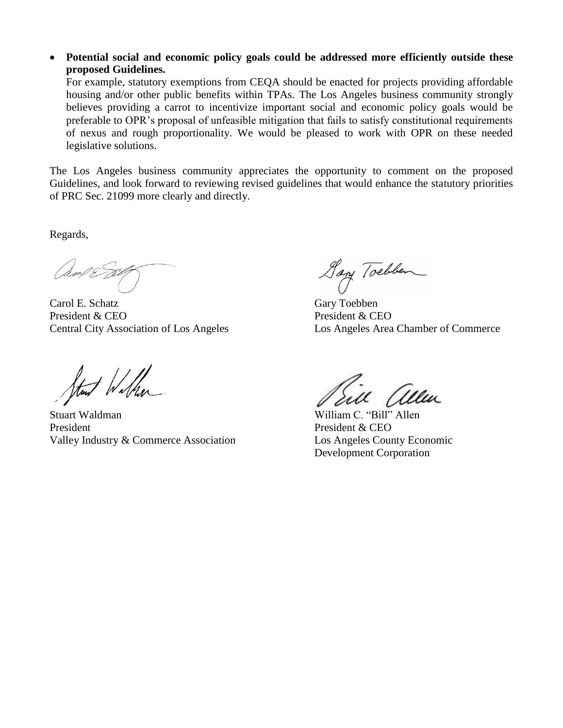- **Potential social and economic policy goals could be addressed more efficiently outside these proposed Guidelines.**
  For example, statutory exemptions from CEQA should be enacted for projects providing affordable housing and/or other public benefits within TPAs. The Los Angeles business community strongly believes providing a carrot to incentivize important social and economic policy goals would be preferable to OPR's proposal of unfeasible mitigation that fails to satisfy constitutional requirements of nexus and rough proportionality. We would be pleased to work with OPR on these needed legislative solutions.

The Los Angeles business community appreciates the opportunity to comment on the proposed Guidelines, and look forward to reviewing revised guidelines that would enhance the statutory priorities of PRC Sec. 21099 more clearly and directly.

Regards,

Carol E. Schatz
President & CEO
Central City Association of Los Angeles

Gary Toebben
President & CEO
Los Angeles Area Chamber of Commerce

Stuart Waldman
President
Valley Industry & Commerce Association

William C. "Bill" Allen
President & CEO
Los Angeles County Economic Development Corporation